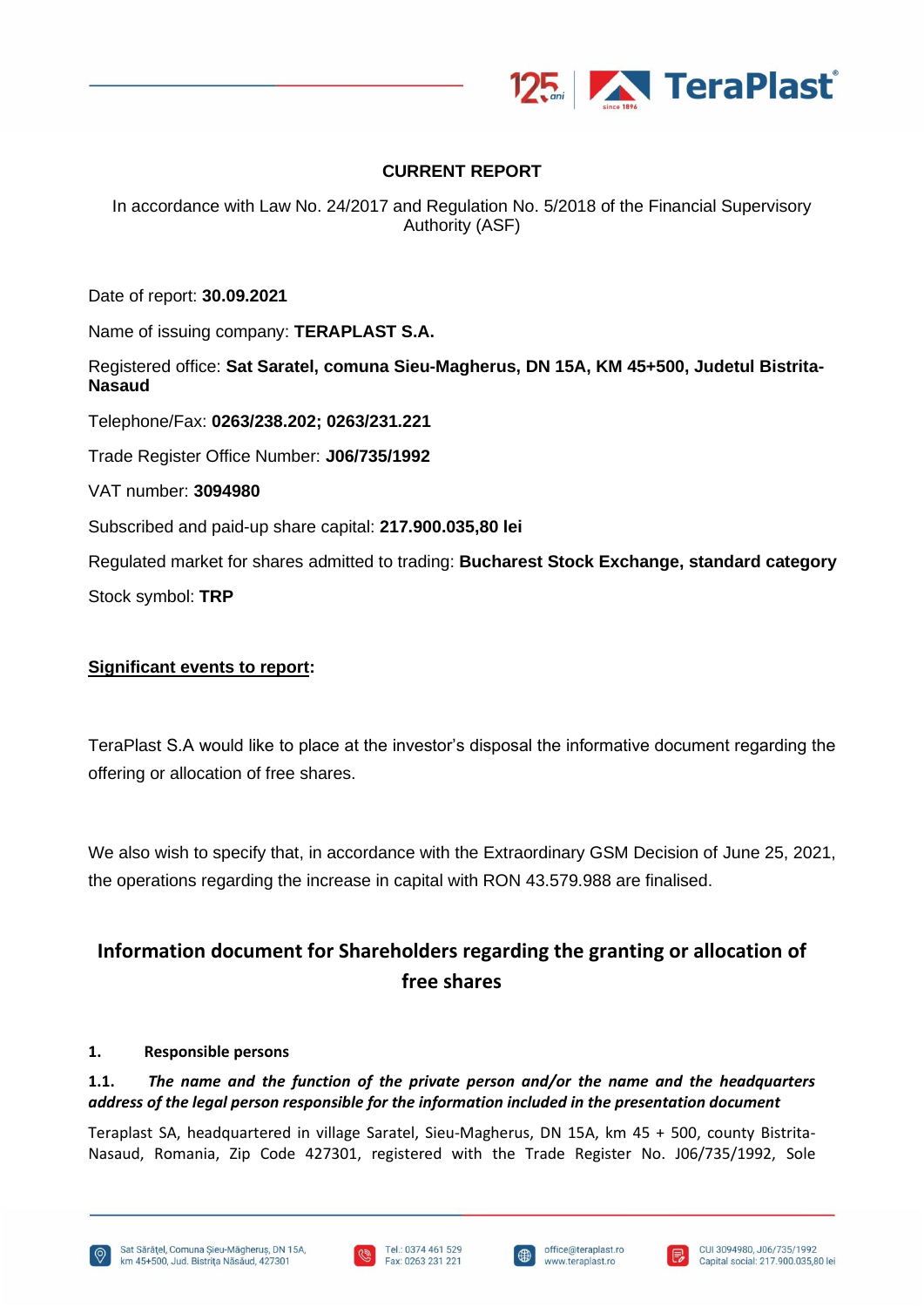## CURRENT REPORT

In accordance with Law No. 24/2017 and Regulation No. 5/2018 of the Financial Supervisory Authority (ASF)

Date of report: **30.09.2021**

Name of issuing company: **TERAPLAST S.A.**

Registered office: **Sat Saratel, comuna Sieu-Magherus, DN 15A, KM 45+500, Judetul Bistrita-Nasaud**

Telephone/Fax: **0263/238.202; 0263/231.221**

Trade Register Office Number: **J06/735/1992**

VAT number: **3094980**

Subscribed and paid-up share capital: **217.900.035,80 lei**

Regulated market for shares admitted to trading: **Bucharest Stock Exchange, standard category**

Stock symbol: **TRP**

**Significant events to report:**

TeraPlast S.A would like to place at the investor's disposal the informative document regarding the offering or allocation of free shares.

We also wish to specify that, in accordance with the Extraordinary GSM Decision of June 25, 2021, the operations regarding the increase in capital with RON 43.579.988 are finalised.

## Information document for Shareholders regarding the granting or allocation of free shares

### 1. Responsible persons

**1.1.** ***The name and the function of the private person and/or the name and the headquarters address of the legal person responsible for the information included in the presentation document***

Teraplast SA, headquartered in village Saratel, Sieu-Magherus, DN 15A, km 45 + 500, county Bistrita-Nasaud, Romania, Zip Code 427301, registered with the Trade Register No. J06/735/1992, Sole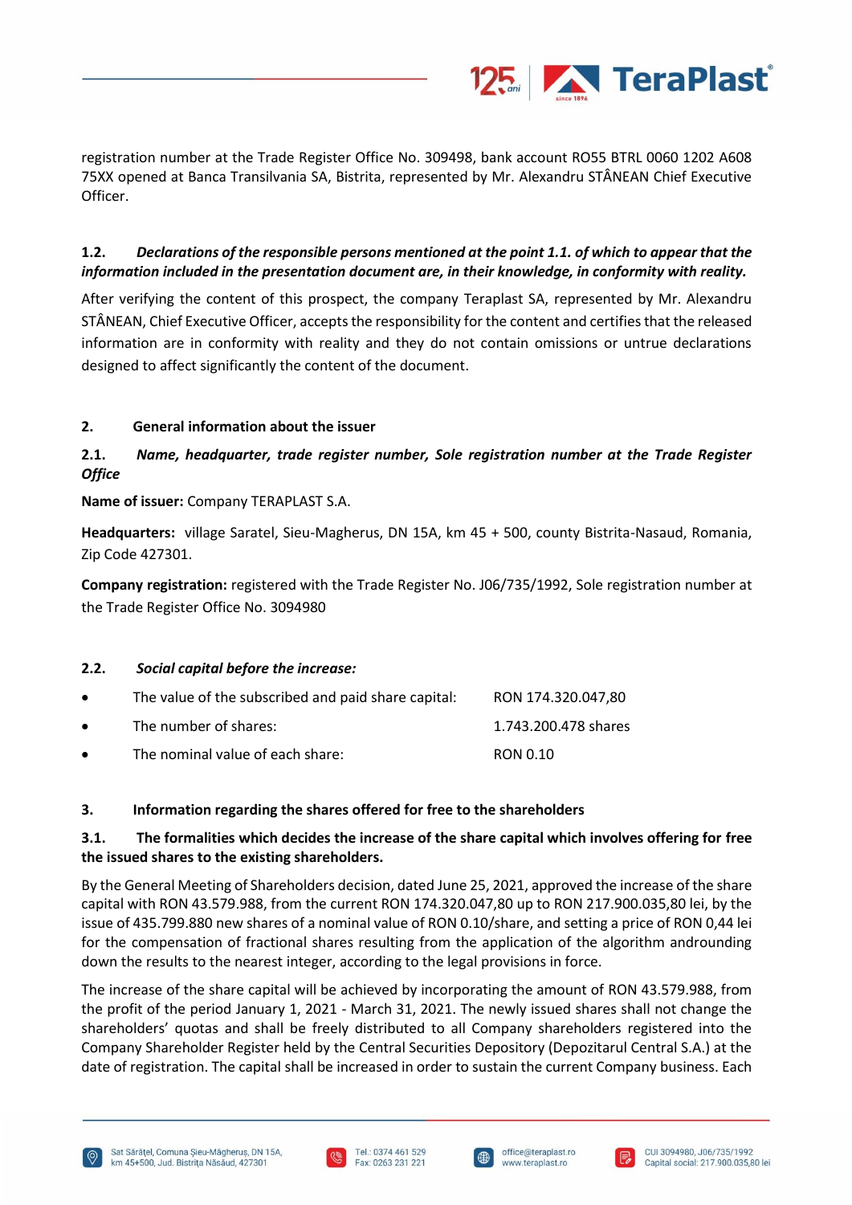registration number at the Trade Register Office No. 309498, bank account RO55 BTRL 0060 1202 A608 75XX opened at Banca Transilvania SA, Bistrita, represented by Mr. Alexandru STÂNEAN Chief Executive Officer.

### 1.2. *Declarations of the responsible persons mentioned at the point 1.1. of which to appear that the information included in the presentation document are, in their knowledge, in conformity with reality.*

After verifying the content of this prospect, the company Teraplast SA, represented by Mr. Alexandru STÂNEAN, Chief Executive Officer, accepts the responsibility for the content and certifies that the released information are in conformity with reality and they do not contain omissions or untrue declarations designed to affect significantly the content of the document.

## 2. General information about the issuer

### 2.1. *Name, headquarter, trade register number, Sole registration number at the Trade Register Office*

**Name of issuer:** Company TERAPLAST S.A.

**Headquarters:** village Saratel, Sieu-Magherus, DN 15A, km 45 + 500, county Bistrita-Nasaud, Romania, Zip Code 427301.

**Company registration:** registered with the Trade Register No. J06/735/1992, Sole registration number at the Trade Register Office No. 3094980

### 2.2. *Social capital before the increase:*

- The value of the subscribed and paid share capital: RON 174.320.047,80
- The number of shares: 1.743.200.478 shares
- The nominal value of each share: RON 0.10

## 3. Information regarding the shares offered for free to the shareholders

### 3.1. The formalities which decides the increase of the share capital which involves offering for free the issued shares to the existing shareholders.

By the General Meeting of Shareholders decision, dated June 25, 2021, approved the increase of the share capital with RON 43.579.988, from the current RON 174.320.047,80 up to RON 217.900.035,80 lei, by the issue of 435.799.880 new shares of a nominal value of RON 0.10/share, and setting a price of RON 0,44 lei for the compensation of fractional shares resulting from the application of the algorithm androunding down the results to the nearest integer, according to the legal provisions in force.

The increase of the share capital will be achieved by incorporating the amount of RON 43.579.988, from the profit of the period January 1, 2021 - March 31, 2021. The newly issued shares shall not change the shareholders' quotas and shall be freely distributed to all Company shareholders registered into the Company Shareholder Register held by the Central Securities Depository (Depozitarul Central S.A.) at the date of registration. The capital shall be increased in order to sustain the current Company business. Each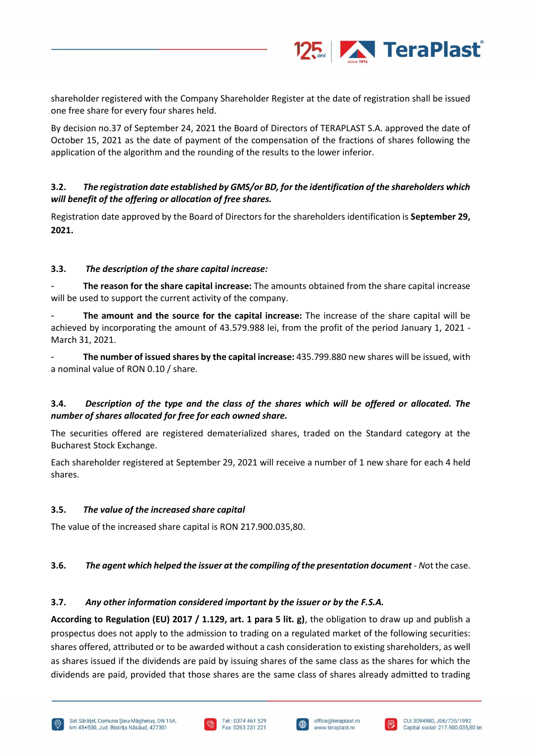shareholder registered with the Company Shareholder Register at the date of registration shall be issued one free share for every four shares held.

By decision no.37 of September 24, 2021 the Board of Directors of TERAPLAST S.A. approved the date of October 15, 2021 as the date of payment of the compensation of the fractions of shares following the application of the algorithm and the rounding of the results to the lower inferior.

**3.2. *The registration date established by GMS/or BD, for the identification of the shareholders which will benefit of the offering or allocation of free shares.***

Registration date approved by the Board of Directors for the shareholders identification is **September 29, 2021.**

**3.3. *The description of the share capital increase:***

- **The reason for the share capital increase:** The amounts obtained from the share capital increase will be used to support the current activity of the company.
- **The amount and the source for the capital increase:** The increase of the share capital will be achieved by incorporating the amount of 43.579.988 lei, from the profit of the period January 1, 2021 - March 31, 2021.
- **The number of issued shares by the capital increase:** 435.799.880 new shares will be issued, with a nominal value of RON 0.10 / share.

**3.4. *Description of the type and the class of the shares which will be offered or allocated. The number of shares allocated for free for each owned share.***

The securities offered are registered dematerialized shares, traded on the Standard category at the Bucharest Stock Exchange.

Each shareholder registered at September 29, 2021 will receive a number of 1 new share for each 4 held shares.

**3.5. *The value of the increased share capital***

The value of the increased share capital is RON 217.900.035,80.

**3.6. *The agent which helped the issuer at the compiling of the presentation document*** - Not the case.

**3.7. *Any other information considered important by the issuer or by the F.S.A.***

**According to Regulation (EU) 2017 / 1.129, art. 1 para 5 lit. g)**, the obligation to draw up and publish a prospectus does not apply to the admission to trading on a regulated market of the following securities: shares offered, attributed or to be awarded without a cash consideration to existing shareholders, as well as shares issued if the dividends are paid by issuing shares of the same class as the shares for which the dividends are paid, provided that those shares are the same class of shares already admitted to trading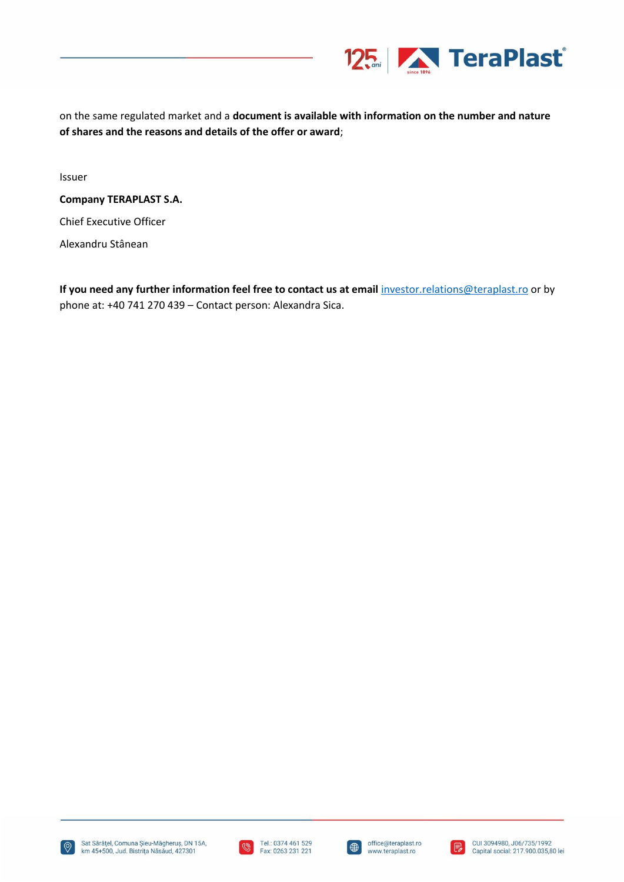on the same regulated market and a **document is available with information on the number and nature of shares and the reasons and details of the offer or award**;

Issuer

**Company TERAPLAST S.A.**

Chief Executive Officer

Alexandru Stânean

**If you need any further information feel free to contact us at email** investor.relations@teraplast.ro or by phone at: +40 741 270 439 – Contact person: Alexandra Sica.